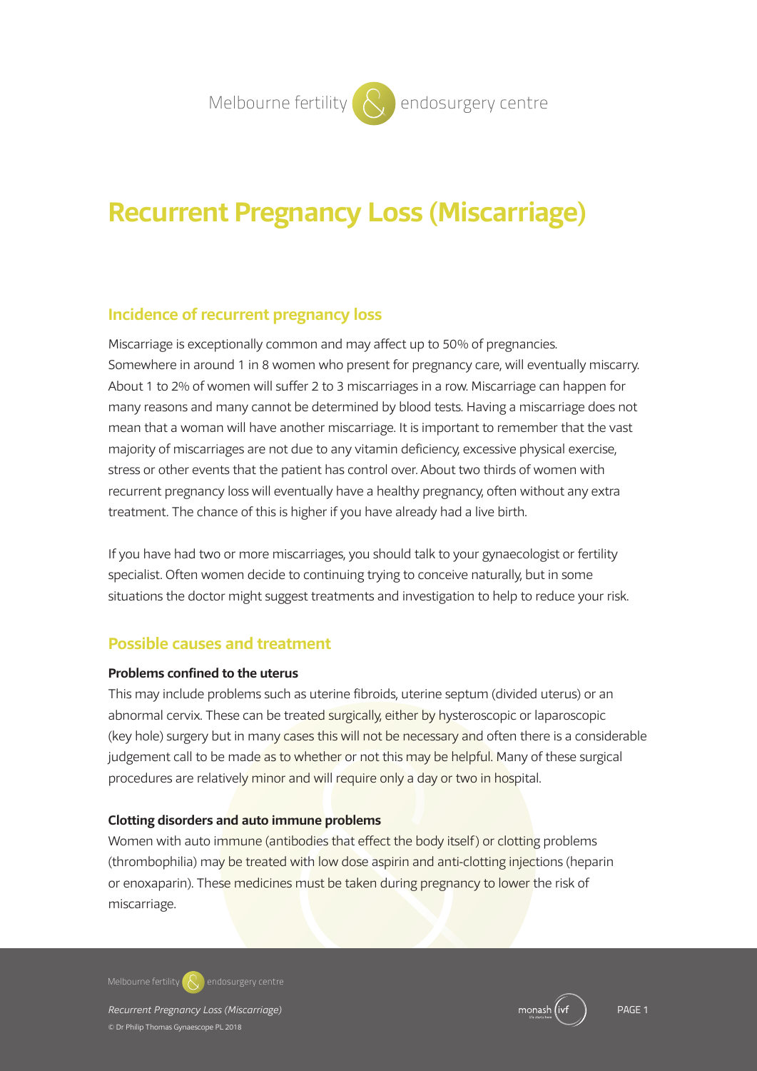# Recurrent Pregnancy Loss (Miscarriage)

## Incidence of recurrent pregnancy loss

Miscarriage is exceptionally common and may affect up to 50% of pregnancies. Somewhere in around 1 in 8 women who present for pregnancy care, will eventually miscarry. About 1 to 2% of women will suffer 2 to 3 miscarriages in a row. Miscarriage can happen for many reasons and many cannot be determined by blood tests. Having a miscarriage does not mean that a woman will have another miscarriage. It is important to remember that the vast majority of miscarriages are not due to any vitamin deficiency, excessive physical exercise, stress or other events that the patient has control over. About two thirds of women with recurrent pregnancy loss will eventually have a healthy pregnancy, often without any extra treatment. The chance of this is higher if you have already had a live birth.

If you have had two or more miscarriages, you should talk to your gynaecologist or fertility specialist. Often women decide to continuing trying to conceive naturally, but in some situations the doctor might suggest treatments and investigation to help to reduce your risk.

## Possible causes and treatment

**Problems confined to the uterus**

This may include problems such as uterine fibroids, uterine septum (divided uterus) or an abnormal cervix. These can be treated surgically, either by hysteroscopic or laparoscopic (key hole) surgery but in many cases this will not be necessary and often there is a considerable judgement call to be made as to whether or not this may be helpful. Many of these surgical procedures are relatively minor and will require only a day or two in hospital.

**Clotting disorders and auto immune problems**

Women with auto immune (antibodies that effect the body itself) or clotting problems (thrombophilia) may be treated with low dose aspirin and anti-clotting injections (heparin or enoxaparin). These medicines must be taken during pregnancy to lower the risk of miscarriage.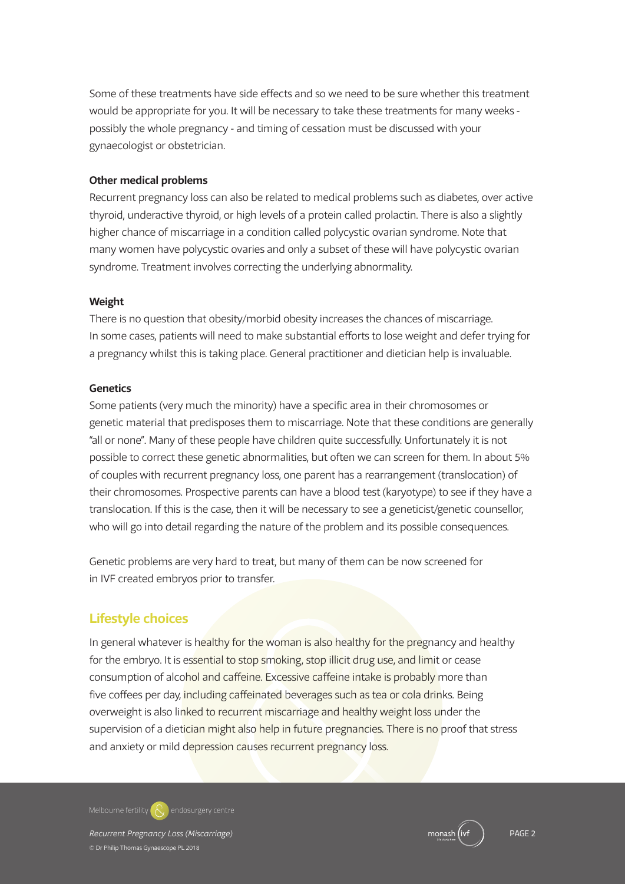Some of these treatments have side effects and so we need to be sure whether this treatment would be appropriate for you. It will be necessary to take these treatments for many weeks - possibly the whole pregnancy - and timing of cessation must be discussed with your gynaecologist or obstetrician.

**Other medical problems**

Recurrent pregnancy loss can also be related to medical problems such as diabetes, over active thyroid, underactive thyroid, or high levels of a protein called prolactin. There is also a slightly higher chance of miscarriage in a condition called polycystic ovarian syndrome. Note that many women have polycystic ovaries and only a subset of these will have polycystic ovarian syndrome. Treatment involves correcting the underlying abnormality.

**Weight**

There is no question that obesity/morbid obesity increases the chances of miscarriage. In some cases, patients will need to make substantial efforts to lose weight and defer trying for a pregnancy whilst this is taking place. General practitioner and dietician help is invaluable.

**Genetics**

Some patients (very much the minority) have a specific area in their chromosomes or genetic material that predisposes them to miscarriage. Note that these conditions are generally "all or none". Many of these people have children quite successfully. Unfortunately it is not possible to correct these genetic abnormalities, but often we can screen for them. In about 5% of couples with recurrent pregnancy loss, one parent has a rearrangement (translocation) of their chromosomes. Prospective parents can have a blood test (karyotype) to see if they have a translocation. If this is the case, then it will be necessary to see a geneticist/genetic counsellor, who will go into detail regarding the nature of the problem and its possible consequences.

Genetic problems are very hard to treat, but many of them can be now screened for in IVF created embryos prior to transfer.

## Lifestyle choices

In general whatever is healthy for the woman is also healthy for the pregnancy and healthy for the embryo. It is essential to stop smoking, stop illicit drug use, and limit or cease consumption of alcohol and caffeine. Excessive caffeine intake is probably more than five coffees per day, including caffeinated beverages such as tea or cola drinks. Being overweight is also linked to recurrent miscarriage and healthy weight loss under the supervision of a dietician might also help in future pregnancies. There is no proof that stress and anxiety or mild depression causes recurrent pregnancy loss.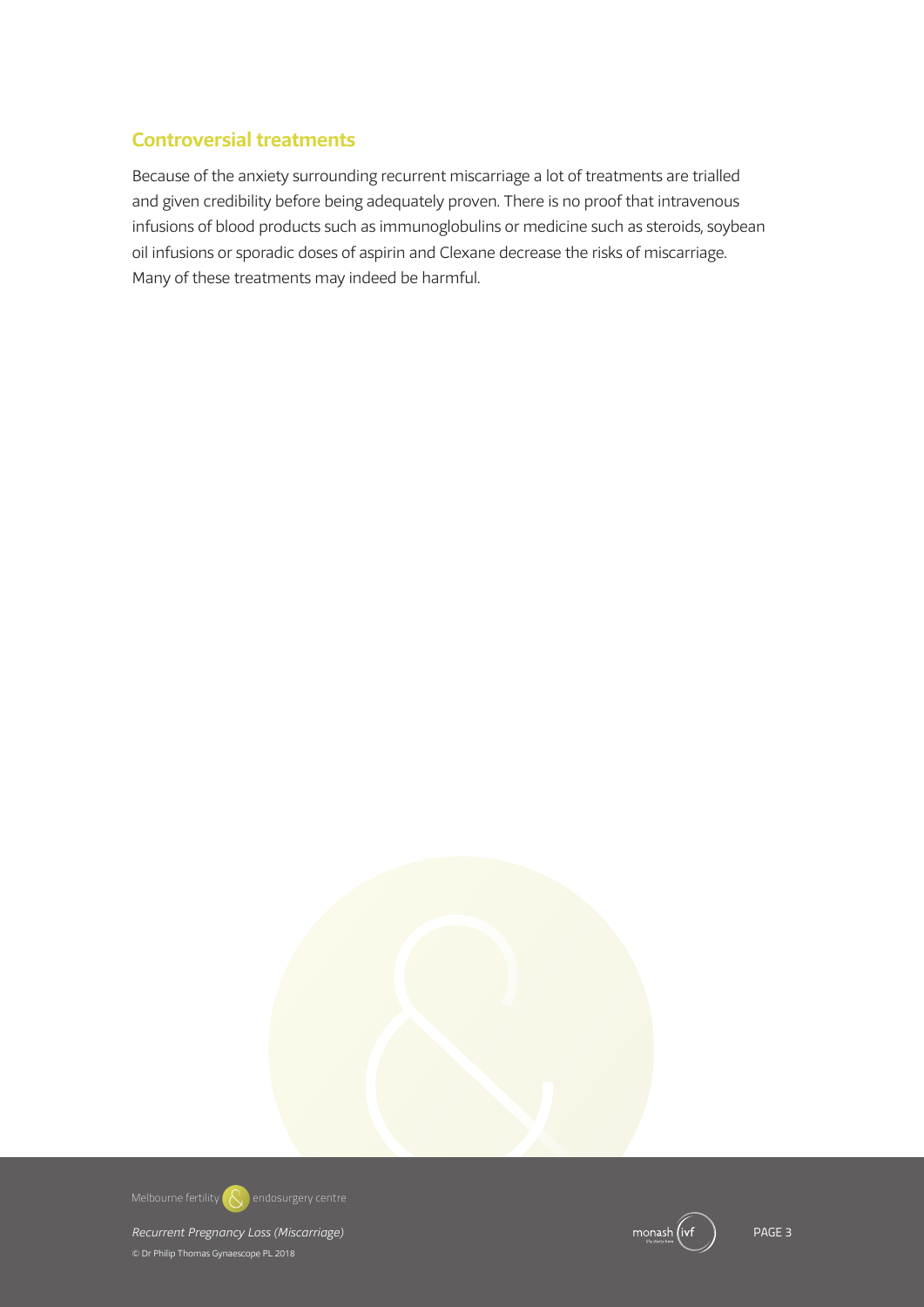## Controversial treatments

Because of the anxiety surrounding recurrent miscarriage a lot of treatments are trialled and given credibility before being adequately proven. There is no proof that intravenous infusions of blood products such as immunoglobulins or medicine such as steroids, soybean oil infusions or sporadic doses of aspirin and Clexane decrease the risks of miscarriage. Many of these treatments may indeed be harmful.